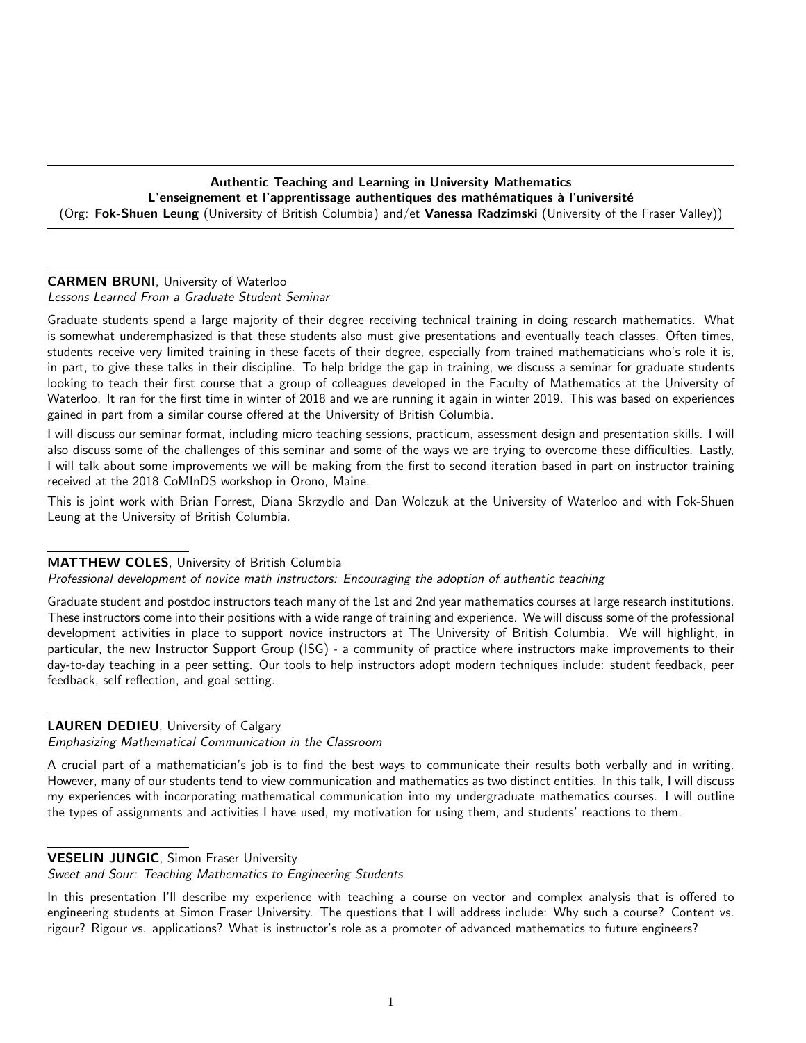## Authentic Teaching and Learning in University Mathematics
## L'enseignement et l'apprentissage authentiques des mathématiques à l'université

(Org: **Fok-Shuen Leung** (University of British Columbia) and/et **Vanessa Radzimski** (University of the Fraser Valley))

---

### CARMEN BRUNI, University of Waterloo
*Lessons Learned From a Graduate Student Seminar*

Graduate students spend a large majority of their degree receiving technical training in doing research mathematics. What is somewhat underemphasized is that these students also must give presentations and eventually teach classes. Often times, students receive very limited training in these facets of their degree, especially from trained mathematicians who's role it is, in part, to give these talks in their discipline. To help bridge the gap in training, we discuss a seminar for graduate students looking to teach their first course that a group of colleagues developed in the Faculty of Mathematics at the University of Waterloo. It ran for the first time in winter of 2018 and we are running it again in winter 2019. This was based on experiences gained in part from a similar course offered at the University of British Columbia.

I will discuss our seminar format, including micro teaching sessions, practicum, assessment design and presentation skills. I will also discuss some of the challenges of this seminar and some of the ways we are trying to overcome these difficulties. Lastly, I will talk about some improvements we will be making from the first to second iteration based in part on instructor training received at the 2018 CoMInDS workshop in Orono, Maine.

This is joint work with Brian Forrest, Diana Skrzydlo and Dan Wolczuk at the University of Waterloo and with Fok-Shuen Leung at the University of British Columbia.

### MATTHEW COLES, University of British Columbia
*Professional development of novice math instructors: Encouraging the adoption of authentic teaching*

Graduate student and postdoc instructors teach many of the 1st and 2nd year mathematics courses at large research institutions. These instructors come into their positions with a wide range of training and experience. We will discuss some of the professional development activities in place to support novice instructors at The University of British Columbia. We will highlight, in particular, the new Instructor Support Group (ISG) - a community of practice where instructors make improvements to their day-to-day teaching in a peer setting. Our tools to help instructors adopt modern techniques include: student feedback, peer feedback, self reflection, and goal setting.

### LAUREN DEDIEU, University of Calgary
*Emphasizing Mathematical Communication in the Classroom*

A crucial part of a mathematician's job is to find the best ways to communicate their results both verbally and in writing. However, many of our students tend to view communication and mathematics as two distinct entities. In this talk, I will discuss my experiences with incorporating mathematical communication into my undergraduate mathematics courses. I will outline the types of assignments and activities I have used, my motivation for using them, and students' reactions to them.

### VESELIN JUNGIC, Simon Fraser University
*Sweet and Sour: Teaching Mathematics to Engineering Students*

In this presentation I'll describe my experience with teaching a course on vector and complex analysis that is offered to engineering students at Simon Fraser University. The questions that I will address include: Why such a course? Content vs. rigour? Rigour vs. applications? What is instructor's role as a promoter of advanced mathematics to future engineers?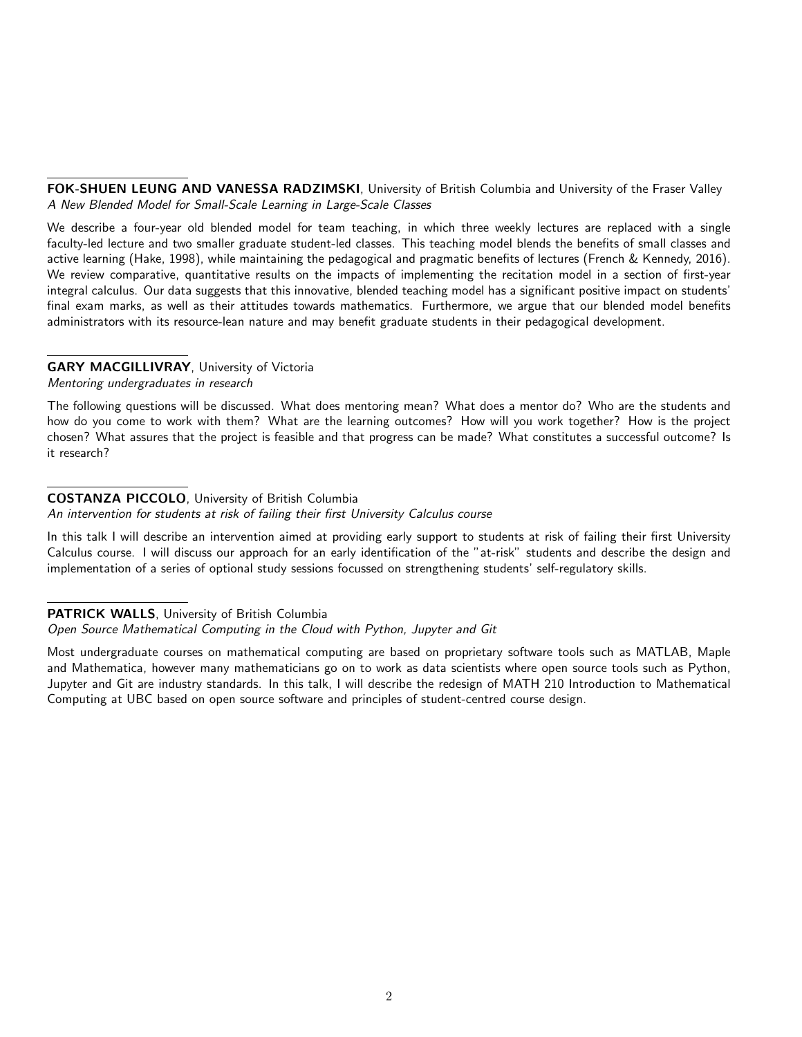**FOK-SHUEN LEUNG AND VANESSA RADZIMSKI**, University of British Columbia and University of the Fraser Valley
*A New Blended Model for Small-Scale Learning in Large-Scale Classes*

We describe a four-year old blended model for team teaching, in which three weekly lectures are replaced with a single faculty-led lecture and two smaller graduate student-led classes. This teaching model blends the benefits of small classes and active learning (Hake, 1998), while maintaining the pedagogical and pragmatic benefits of lectures (French & Kennedy, 2016). We review comparative, quantitative results on the impacts of implementing the recitation model in a section of first-year integral calculus. Our data suggests that this innovative, blended teaching model has a significant positive impact on students' final exam marks, as well as their attitudes towards mathematics. Furthermore, we argue that our blended model benefits administrators with its resource-lean nature and may benefit graduate students in their pedagogical development.

**GARY MACGILLIVRAY**, University of Victoria
*Mentoring undergraduates in research*

The following questions will be discussed. What does mentoring mean? What does a mentor do? Who are the students and how do you come to work with them? What are the learning outcomes? How will you work together? How is the project chosen? What assures that the project is feasible and that progress can be made? What constitutes a successful outcome? Is it research?

**COSTANZA PICCOLO**, University of British Columbia
*An intervention for students at risk of failing their first University Calculus course*

In this talk I will describe an intervention aimed at providing early support to students at risk of failing their first University Calculus course. I will discuss our approach for an early identification of the "at-risk" students and describe the design and implementation of a series of optional study sessions focussed on strengthening students' self-regulatory skills.

**PATRICK WALLS**, University of British Columbia
*Open Source Mathematical Computing in the Cloud with Python, Jupyter and Git*

Most undergraduate courses on mathematical computing are based on proprietary software tools such as MATLAB, Maple and Mathematica, however many mathematicians go on to work as data scientists where open source tools such as Python, Jupyter and Git are industry standards. In this talk, I will describe the redesign of MATH 210 Introduction to Mathematical Computing at UBC based on open source software and principles of student-centred course design.